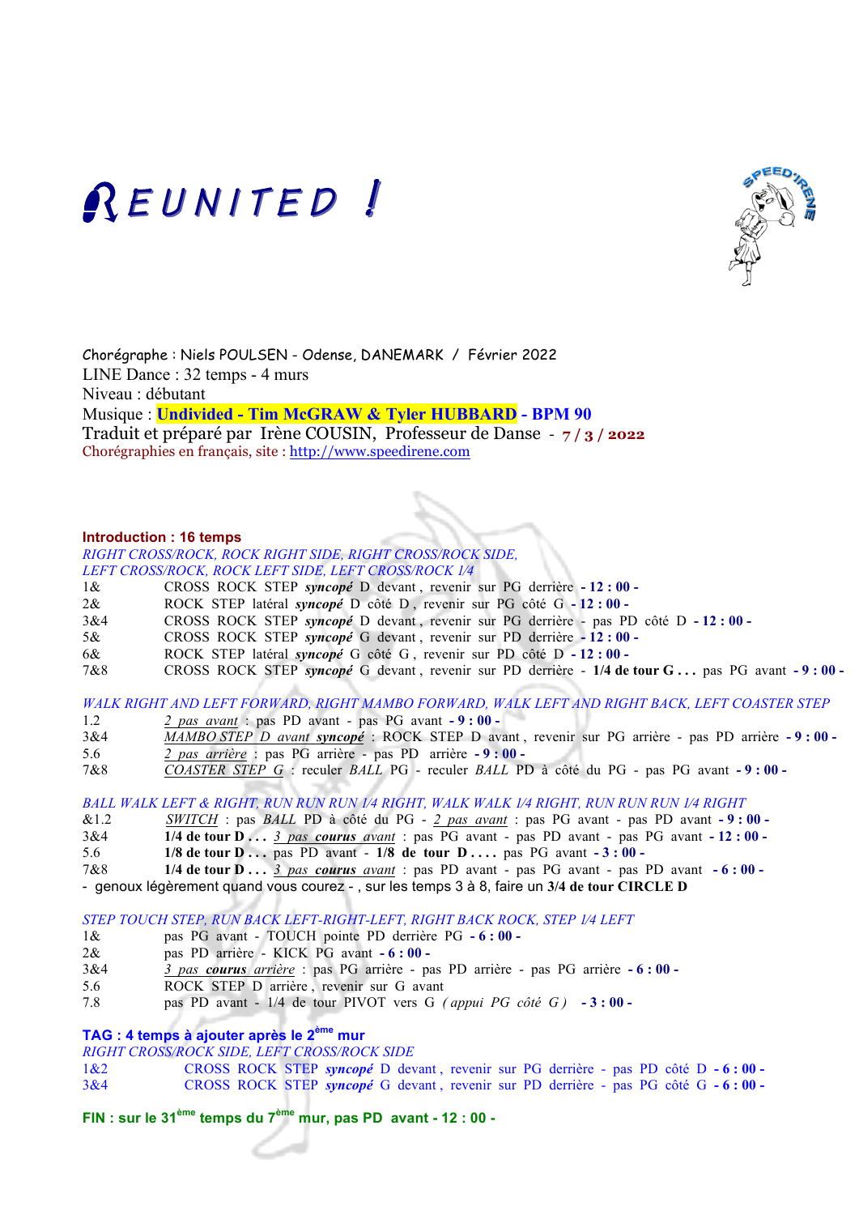# REUNITED !

Chorégraphe : Niels POULSEN - Odense, DANEMARK / Février 2022
LINE Dance : 32 temps - 4 murs
Niveau : débutant
Musique : **Undivided - Tim McGRAW & Tyler HUBBARD - BPM 90**
Traduit et préparé par Irène COUSIN, Professeur de Danse - **7 / 3 / 2022**
Chorégraphies en français, site : http://www.speedirene.com

**Introduction : 16 temps**

*RIGHT CROSS/ROCK, ROCK RIGHT SIDE, RIGHT CROSS/ROCK SIDE,*
*LEFT CROSS/ROCK, ROCK LEFT SIDE, LEFT CROSS/ROCK 1/4*

| | |
|---|---|
| 1& | CROSS ROCK STEP ***syncopé*** D devant , revenir sur PG derrière **- 12 : 00 -** |
| 2& | ROCK STEP latéral ***syncopé*** D côté D , revenir sur PG côté G **- 12 : 00 -** |
| 3&4 | CROSS ROCK STEP ***syncopé*** D devant , revenir sur PG derrière - pas PD côté D **- 12 : 00 -** |
| 5& | CROSS ROCK STEP ***syncopé*** G devant , revenir sur PD derrière **- 12 : 00 -** |
| 6& | ROCK STEP latéral ***syncopé*** G côté G , revenir sur PD côté D **- 12 : 00 -** |
| 7&8 | CROSS ROCK STEP ***syncopé*** G devant , revenir sur PD derrière - **1/4 de tour G . . .** pas PG avant **- 9 : 00 -** |

*WALK RIGHT AND LEFT FORWARD, RIGHT MAMBO FORWARD, WALK LEFT AND RIGHT BACK, LEFT COASTER STEP*

| | |
|---|---|
| 1.2 | *2 pas avant* : pas PD avant - pas PG avant **- 9 : 00 -** |
| 3&4 | *MAMBO STEP D avant **syncopé*** : ROCK STEP D avant , revenir sur PG arrière - pas PD arrière **- 9 : 00 -** |
| 5.6 | *2 pas arrière* : pas PG arrière - pas PD arrière **- 9 : 00 -** |
| 7&8 | *COASTER STEP G* : reculer *BALL* PG - reculer *BALL* PD à côté du PG - pas PG avant **- 9 : 00 -** |

*BALL WALK LEFT & RIGHT, RUN RUN RUN 1/4 RIGHT, WALK WALK 1/4 RIGHT, RUN RUN RUN 1/4 RIGHT*

| | |
|---|---|
| &1.2 | *SWITCH* : pas *BALL* PD à côté du PG - *2 pas avant* : pas PG avant - pas PD avant **- 9 : 00 -** |
| 3&4 | **1/4 de tour D . . .** *3 pas **courus** avant* : pas PG avant - pas PD avant - pas PG avant **- 12 : 00 -** |
| 5.6 | **1/8 de tour D . . .** pas PD avant - **1/8 de tour D . . . .** pas PG avant **- 3 : 00 -** |
| 7&8 | **1/4 de tour D . . .** *3 pas **courus** avant* : pas PD avant - pas PG avant - pas PD avant **- 6 : 00 -** |

- genoux légèrement quand vous courez - , sur les temps 3 à 8, faire un **3/4 de tour CIRCLE D**

*STEP TOUCH STEP, RUN BACK LEFT-RIGHT-LEFT, RIGHT BACK ROCK, STEP 1/4 LEFT*

| | |
|---|---|
| 1& | pas PG avant - TOUCH pointe PD derrière PG **- 6 : 00 -** |
| 2& | pas PD arrière - KICK PG avant **- 6 : 00 -** |
| 3&4 | *3 pas **courus** arrière* : pas PG arrière - pas PD arrière - pas PG arrière **- 6 : 00 -** |
| 5.6 | ROCK STEP D arrière , revenir sur G avant |
| 7.8 | pas PD avant - 1/4 de tour PIVOT vers G *( appui PG côté G )* **- 3 : 00 -** |

**TAG : 4 temps à ajouter après le 2ème mur**

*RIGHT CROSS/ROCK SIDE, LEFT CROSS/ROCK SIDE*

| | |
|---|---|
| 1&2 | CROSS ROCK STEP ***syncopé*** D devant , revenir sur PG derrière - pas PD côté D **- 6 : 00 -** |
| 3&4 | CROSS ROCK STEP ***syncopé*** G devant , revenir sur PD derrière - pas PG côté G **- 6 : 00 -** |

**FIN : sur le 31ème temps du 7ème mur, pas PD avant - 12 : 00 -**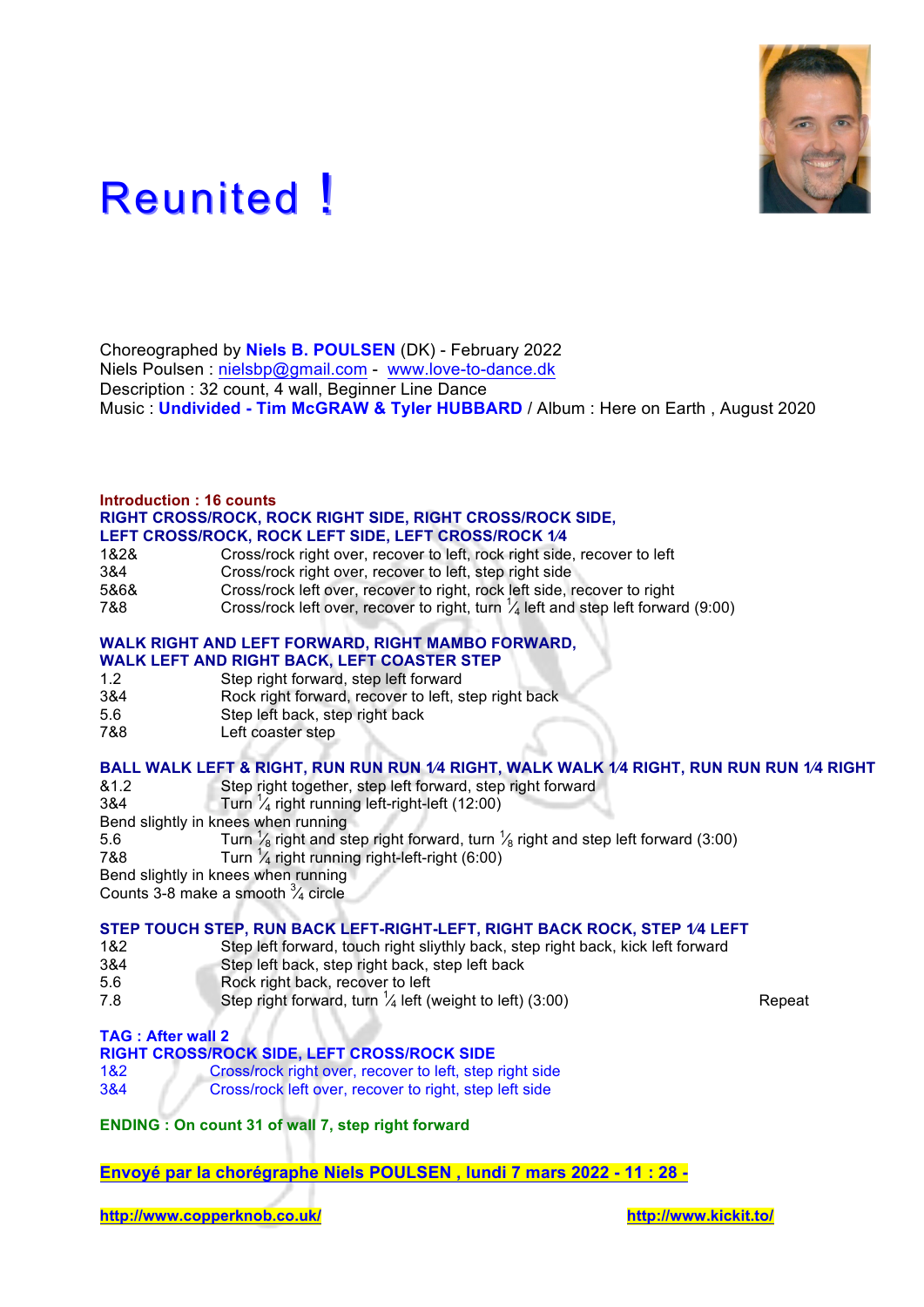# Reunited !

Choreographed by **Niels B. POULSEN** (DK) - February 2022
Niels Poulsen : nielsbp@gmail.com - www.love-to-dance.dk
Description : 32 count, 4 wall, Beginner Line Dance
Music : **Undivided - Tim McGRAW & Tyler HUBBARD** / Album : Here on Earth , August 2020

**Introduction : 16 counts**

**RIGHT CROSS/ROCK, ROCK RIGHT SIDE, RIGHT CROSS/ROCK SIDE, LEFT CROSS/ROCK, ROCK LEFT SIDE, LEFT CROSS/ROCK 1⁄4**

| | |
|---|---|
| 1&2& | Cross/rock right over, recover to left, rock right side, recover to left |
| 3&4 | Cross/rock right over, recover to left, step right side |
| 5&6& | Cross/rock left over, recover to right, rock left side, recover to right |
| 7&8 | Cross/rock left over, recover to right, turn ¼ left and step left forward (9:00) |

**WALK RIGHT AND LEFT FORWARD, RIGHT MAMBO FORWARD, WALK LEFT AND RIGHT BACK, LEFT COASTER STEP**

| | |
|---|---|
| 1.2 | Step right forward, step left forward |
| 3&4 | Rock right forward, recover to left, step right back |
| 5.6 | Step left back, step right back |
| 7&8 | Left coaster step |

**BALL WALK LEFT & RIGHT, RUN RUN RUN 1⁄4 RIGHT, WALK WALK 1⁄4 RIGHT, RUN RUN RUN 1⁄4 RIGHT**

| | |
|---|---|
| &1.2 | Step right together, step left forward, step right forward |
| 3&4 | Turn ¼ right running left-right-left (12:00) |

Bend slightly in knees when running

| | |
|---|---|
| 5.6 | Turn ⅛ right and step right forward, turn ⅛ right and step left forward (3:00) |
| 7&8 | Turn ¼ right running right-left-right (6:00) |

Bend slightly in knees when running
Counts 3-8 make a smooth ¾ circle

**STEP TOUCH STEP, RUN BACK LEFT-RIGHT-LEFT, RIGHT BACK ROCK, STEP 1⁄4 LEFT**

| | |
|---|---|
| 1&2 | Step left forward, touch right sliythly back, step right back, kick left forward |
| 3&4 | Step left back, step right back, step left back |
| 5.6 | Rock right back, recover to left |
| 7.8 | Step right forward, turn ¼ left (weight to left) (3:00) |

Repeat

**TAG : After wall 2**
**RIGHT CROSS/ROCK SIDE, LEFT CROSS/ROCK SIDE**

| | |
|---|---|
| 1&2 | Cross/rock right over, recover to left, step right side |
| 3&4 | Cross/rock left over, recover to right, step left side |

**ENDING : On count 31 of wall 7, step right forward**

**Envoyé par la chorégraphe Niels POULSEN , lundi 7 mars 2022 - 11 : 28 -**

**http://www.copperknob.co.uk/** **http://www.kickit.to/**